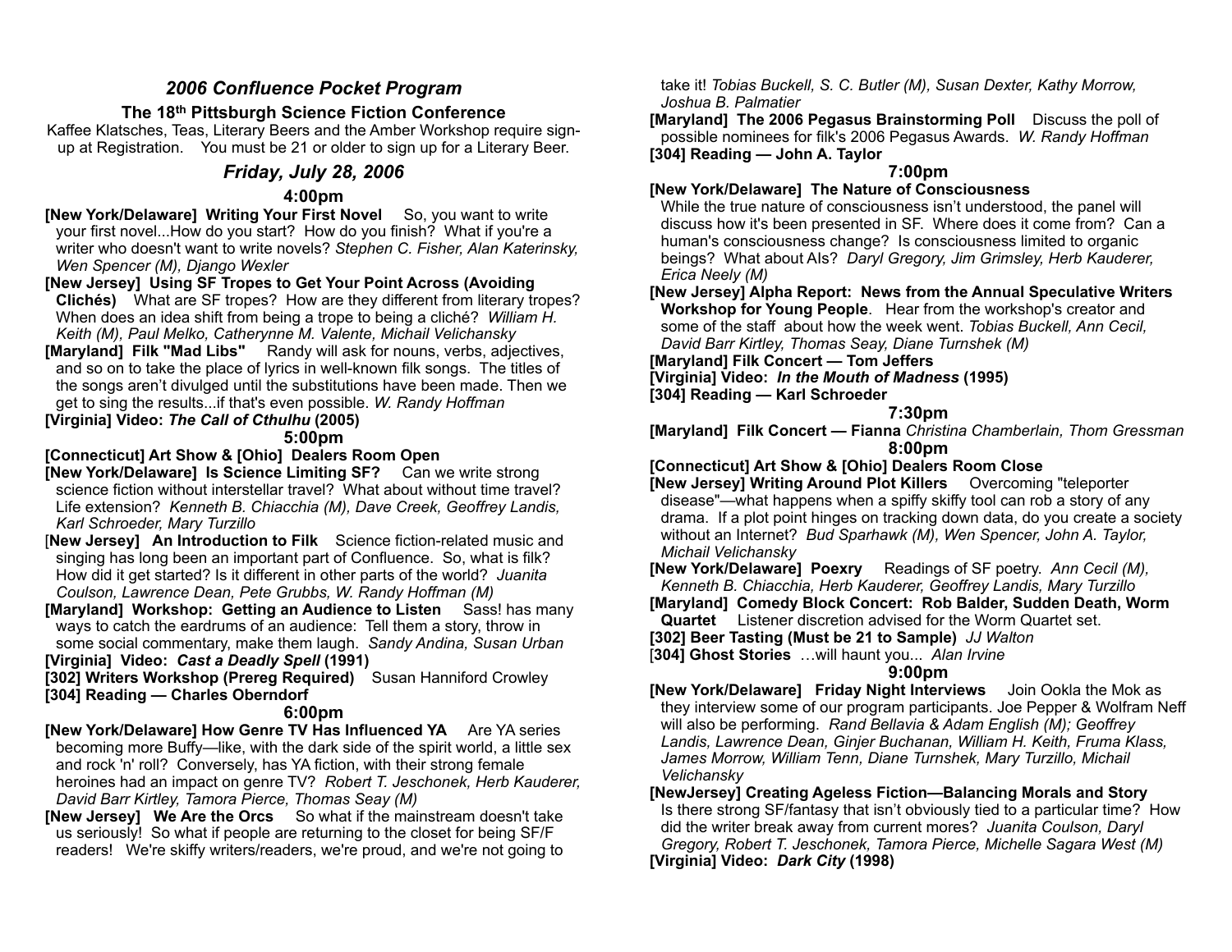# *2006 Confluence Pocket Program*

### The 18th Pittsburgh Science Fiction Conference

Kaffee Klatsches, Teas, Literary Beers and the Amber Workshop require sign-up at Registration. You must be 21 or older to sign up for a Literary Beer.

## *Friday, July 28, 2006*

### 4:00pm

**[New York/Delaware] Writing Your First Novel** So, you want to write your first novel...How do you start? How do you finish? What if you're a writer who doesn't want to write novels? *Stephen C. Fisher, Alan Katerinsky, Wen Spencer (M), Django Wexler*

**[New Jersey] Using SF Tropes to Get Your Point Across (Avoiding Clichés)** What are SF tropes? How are they different from literary tropes? When does an idea shift from being a trope to being a cliché? *William H. Keith (M), Paul Melko, Catherynne M. Valente, Michail Velichansky*

**[Maryland] Filk "Mad Libs"** Randy will ask for nouns, verbs, adjectives, and so on to take the place of lyrics in well-known filk songs. The titles of the songs aren't divulged until the substitutions have been made. Then we get to sing the results...if that's even possible. *W. Randy Hoffman*

**[Virginia] Video: *The Call of Cthulhu* (2005)**

### 5:00pm

**[Connecticut] Art Show & [Ohio] Dealers Room Open**

**[New York/Delaware] Is Science Limiting SF?** Can we write strong science fiction without interstellar travel? What about without time travel? Life extension? *Kenneth B. Chiacchia (M), Dave Creek, Geoffrey Landis, Karl Schroeder, Mary Turzillo*

**[New Jersey] An Introduction to Filk** Science fiction-related music and singing has long been an important part of Confluence. So, what is filk? How did it get started? Is it different in other parts of the world? *Juanita Coulson, Lawrence Dean, Pete Grubbs, W. Randy Hoffman (M)*

**[Maryland] Workshop: Getting an Audience to Listen** Sass! has many ways to catch the eardrums of an audience: Tell them a story, throw in some social commentary, make them laugh. *Sandy Andina, Susan Urban*

**[Virginia] Video: *Cast a Deadly Spell* (1991)**

**[302] Writers Workshop (Prereg Required)** Susan Hanniford Crowley

**[304] Reading — Charles Oberndorf**

### 6:00pm

**[New York/Delaware] How Genre TV Has Influenced YA** Are YA series becoming more Buffy—like, with the dark side of the spirit world, a little sex and rock 'n' roll? Conversely, has YA fiction, with their strong female heroines had an impact on genre TV? *Robert T. Jeschonek, Herb Kauderer, David Barr Kirtley, Tamora Pierce, Thomas Seay (M)*

**[New Jersey] We Are the Orcs** So what if the mainstream doesn't take us seriously! So what if people are returning to the closet for being SF/F readers! We're skiffy writers/readers, we're proud, and we're not going to take it! *Tobias Buckell, S. C. Butler (M), Susan Dexter, Kathy Morrow, Joshua B. Palmatier*

**[Maryland] The 2006 Pegasus Brainstorming Poll** Discuss the poll of possible nominees for filk's 2006 Pegasus Awards. *W. Randy Hoffman*

**[304] Reading — John A. Taylor**

### 7:00pm

**[New York/Delaware] The Nature of Consciousness** While the true nature of consciousness isn't understood, the panel will discuss how it's been presented in SF. Where does it come from? Can a human's consciousness change? Is consciousness limited to organic beings? What about AIs? *Daryl Gregory, Jim Grimsley, Herb Kauderer, Erica Neely (M)*

**[New Jersey] Alpha Report: News from the Annual Speculative Writers Workshop for Young People**. Hear from the workshop's creator and some of the staff about how the week went. *Tobias Buckell, Ann Cecil, David Barr Kirtley, Thomas Seay, Diane Turnshek (M)*

**[Maryland] Filk Concert — Tom Jeffers**

**[Virginia] Video: *In the Mouth of Madness* (1995)**

**[304] Reading — Karl Schroeder**

### 7:30pm

**[Maryland] Filk Concert — Fianna** *Christina Chamberlain, Thom Gressman*

### 8:00pm

**[Connecticut] Art Show & [Ohio] Dealers Room Close**

**[New Jersey] Writing Around Plot Killers** Overcoming "teleporter disease"—what happens when a spiffy skiffy tool can rob a story of any drama. If a plot point hinges on tracking down data, do you create a society without an Internet? *Bud Sparhawk (M), Wen Spencer, John A. Taylor, Michail Velichansky*

**[New York/Delaware] Poexry** Readings of SF poetry. *Ann Cecil (M), Kenneth B. Chiacchia, Herb Kauderer, Geoffrey Landis, Mary Turzillo*

**[Maryland] Comedy Block Concert: Rob Balder, Sudden Death, Worm Quartet** Listener discretion advised for the Worm Quartet set.

**[302] Beer Tasting (Must be 21 to Sample)** *JJ Walton*

**[304] Ghost Stories** …will haunt you... *Alan Irvine*

### 9:00pm

**[New York/Delaware] Friday Night Interviews** Join Ookla the Mok as they interview some of our program participants. Joe Pepper & Wolfram Neff will also be performing. *Rand Bellavia & Adam English (M); Geoffrey Landis, Lawrence Dean, Ginjer Buchanan, William H. Keith, Fruma Klass, James Morrow, William Tenn, Diane Turnshek, Mary Turzillo, Michail Velichansky*

**[NewJersey] Creating Ageless Fiction—Balancing Morals and Story** Is there strong SF/fantasy that isn't obviously tied to a particular time? How did the writer break away from current mores? *Juanita Coulson, Daryl Gregory, Robert T. Jeschonek, Tamora Pierce, Michelle Sagara West (M)*

**[Virginia] Video: *Dark City* (1998)**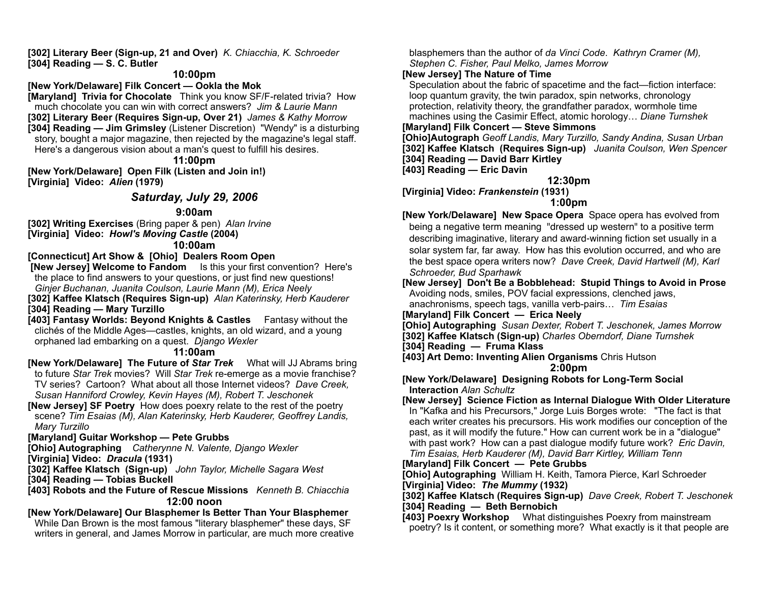**[302] Literary Beer (Sign-up, 21 and Over)** *K. Chiacchia, K. Schroeder*
**[304] Reading — S. C. Butler**

### 10:00pm

**[New York/Delaware] Filk Concert — Ookla the Mok**
**[Maryland] Trivia for Chocolate** Think you know SF/F-related trivia? How much chocolate you can win with correct answers? *Jim & Laurie Mann*
**[302] Literary Beer (Requires Sign-up, Over 21)** *James & Kathy Morrow*
**[304] Reading — Jim Grimsley** (Listener Discretion) "Wendy" is a disturbing story, bought a major magazine, then rejected by the magazine's legal staff. Here's a dangerous vision about a man's quest to fulfill his desires.

### 11:00pm

**[New York/Delaware] Open Filk (Listen and Join in!)**
**[Virginia] Video: *Alien* (1979)**

## *Saturday, July 29, 2006*

### 9:00am

**[302] Writing Exercises** (Bring paper & pen) *Alan Irvine*
**[Virginia] Video: *Howl's Moving Castle* (2004)**

### 10:00am

**[Connecticut] Art Show & [Ohio] Dealers Room Open**
**[New Jersey] Welcome to Fandom** Is this your first convention? Here's the place to find answers to your questions, or just find new questions! *Ginjer Buchanan, Juanita Coulson, Laurie Mann (M), Erica Neely*
**[302] Kaffee Klatsch (Requires Sign-up)** *Alan Katerinsky, Herb Kauderer*
**[304] Reading — Mary Turzillo**
**[403] Fantasy Worlds: Beyond Knights & Castles** Fantasy without the clichés of the Middle Ages—castles, knights, an old wizard, and a young orphaned lad embarking on a quest. *Django Wexler*

### 11:00am

**[New York/Delaware] The Future of *Star Trek*** What will JJ Abrams bring to future *Star Trek* movies? Will *Star Trek* re-emerge as a movie franchise? TV series? Cartoon? What about all those Internet videos? *Dave Creek, Susan Hanniford Crowley, Kevin Hayes (M), Robert T. Jeschonek*
**[New Jersey] SF Poetry** How does poexry relate to the rest of the poetry scene? *Tim Esaias (M), Alan Katerinsky, Herb Kauderer, Geoffrey Landis, Mary Turzillo*
**[Maryland] Guitar Workshop — Pete Grubbs**
**[Ohio] Autographing** *Catherynne N. Valente, Django Wexler*
**[Virginia] Video: *Dracula* (1931)**
**[302] Kaffee Klatsch (Sign-up)** *John Taylor, Michelle Sagara West*
**[304] Reading — Tobias Buckell**
**[403] Robots and the Future of Rescue Missions** *Kenneth B. Chiacchia*

### 12:00 noon

**[New York/Delaware] Our Blasphemer Is Better Than Your Blasphemer** While Dan Brown is the most famous "literary blasphemer" these days, SF writers in general, and James Morrow in particular, are much more creative blasphemers than the author of *da Vinci Code*. *Kathryn Cramer (M), Stephen C. Fisher, Paul Melko, James Morrow*
**[New Jersey] The Nature of Time** Speculation about the fabric of spacetime and the fact—fiction interface: loop quantum gravity, the twin paradox, spin networks, chronology protection, relativity theory, the grandfather paradox, wormhole time machines using the Casimir Effect, atomic horology… *Diane Turnshek*
**[Maryland] Filk Concert — Steve Simmons**
**[Ohio]Autograph** *Geoff Landis, Mary Turzillo, Sandy Andina, Susan Urban*
**[302] Kaffee Klatsch (Requires Sign-up)** *Juanita Coulson, Wen Spencer*
**[304] Reading — David Barr Kirtley**
**[403] Reading — Eric Davin**

### 12:30pm

**[Virginia] Video: *Frankenstein* (1931)**

### 1:00pm

**[New York/Delaware] New Space Opera** Space opera has evolved from being a negative term meaning "dressed up western" to a positive term describing imaginative, literary and award-winning fiction set usually in a solar system far, far away. How has this evolution occurred, and who are the best space opera writers now? *Dave Creek, David Hartwell (M), Karl Schroeder, Bud Sparhawk*
**[New Jersey] Don't Be a Bobblehead: Stupid Things to Avoid in Prose** Avoiding nods, smiles, POV facial expressions, clenched jaws, anachronisms, speech tags, vanilla verb-pairs… *Tim Esaias*
**[Maryland] Filk Concert — Erica Neely**
**[Ohio] Autographing** *Susan Dexter, Robert T. Jeschonek, James Morrow*
**[302] Kaffee Klatsch (Sign-up)** *Charles Oberndorf, Diane Turnshek*
**[304] Reading — Fruma Klass**
**[403] Art Demo: Inventing Alien Organisms** Chris Hutson

### 2:00pm

**[New York/Delaware] Designing Robots for Long-Term Social Interaction** *Alan Schultz*
**[New Jersey] Science Fiction as Internal Dialogue With Older Literature** In "Kafka and his Precursors," Jorge Luis Borges wrote: "The fact is that each writer creates his precursors. His work modifies our conception of the past, as it will modify the future." How can current work be in a "dialogue" with past work? How can a past dialogue modify future work? *Eric Davin, Tim Esaias, Herb Kauderer (M), David Barr Kirtley, William Tenn*
**[Maryland] Filk Concert — Pete Grubbs**
**[Ohio] Autographing** William H. Keith, Tamora Pierce, Karl Schroeder
**[Virginia] Video: *The Mummy* (1932)**
**[302] Kaffee Klatsch (Requires Sign-up)** *Dave Creek, Robert T. Jeschonek*
**[304] Reading — Beth Bernobich**
**[403] Poexry Workshop** What distinguishes Poexry from mainstream poetry? Is it content, or something more? What exactly is it that people are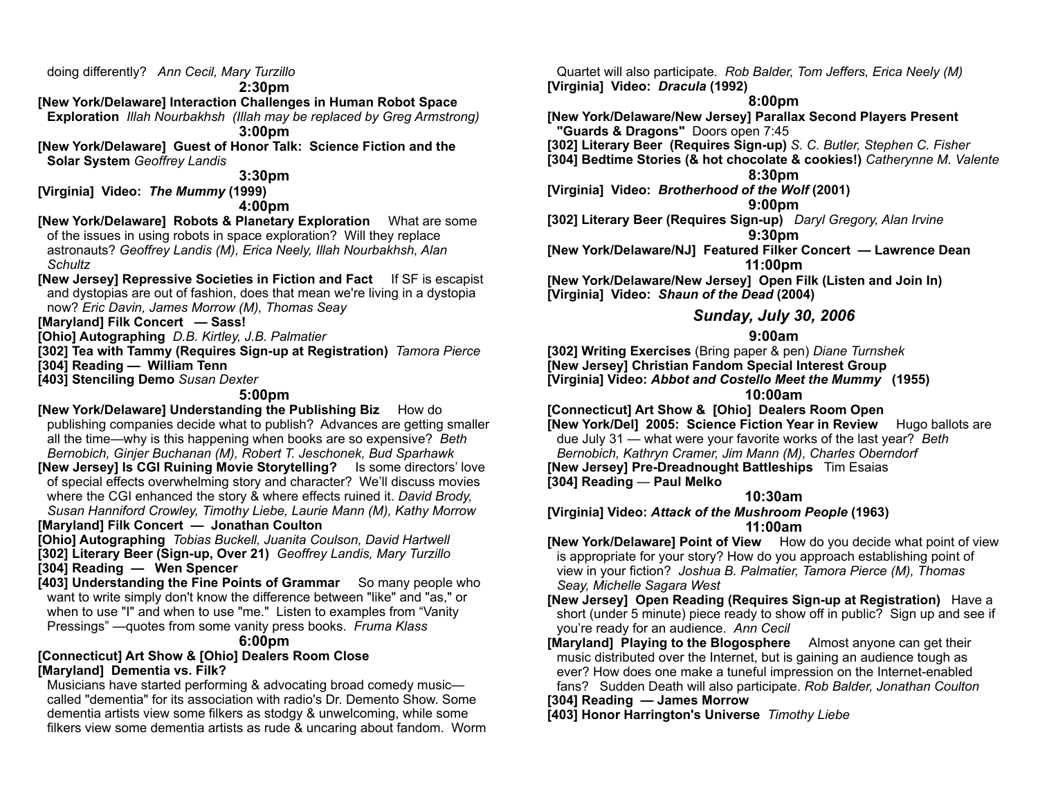doing differently? *Ann Cecil, Mary Turzillo*

**2:30pm**

**[New York/Delaware] Interaction Challenges in Human Robot Space Exploration** *Illah Nourbakhsh (Illah may be replaced by Greg Armstrong)*

**3:00pm**

**[New York/Delaware] Guest of Honor Talk: Science Fiction and the Solar System** *Geoffrey Landis*

**3:30pm**

**[Virginia] Video: *The Mummy* (1999)**

**4:00pm**

**[New York/Delaware] Robots & Planetary Exploration** What are some of the issues in using robots in space exploration? Will they replace astronauts? *Geoffrey Landis (M), Erica Neely, Illah Nourbakhsh, Alan Schultz*

**[New Jersey] Repressive Societies in Fiction and Fact** If SF is escapist and dystopias are out of fashion, does that mean we're living in a dystopia now? *Eric Davin, James Morrow (M), Thomas Seay*

**[Maryland] Filk Concert — Sass!**

**[Ohio] Autographing** *D.B. Kirtley, J.B. Palmatier*

**[302] Tea with Tammy (Requires Sign-up at Registration)** *Tamora Pierce*

**[304] Reading — William Tenn**

**[403] Stenciling Demo** *Susan Dexter*

**5:00pm**

**[New York/Delaware] Understanding the Publishing Biz** How do publishing companies decide what to publish? Advances are getting smaller all the time—why is this happening when books are so expensive? *Beth Bernobich, Ginjer Buchanan (M), Robert T. Jeschonek, Bud Sparhawk*

**[New Jersey] Is CGI Ruining Movie Storytelling?** Is some directors' love of special effects overwhelming story and character? We'll discuss movies where the CGI enhanced the story & where effects ruined it. *David Brody, Susan Hanniford Crowley, Timothy Liebe, Laurie Mann (M), Kathy Morrow*

**[Maryland] Filk Concert — Jonathan Coulton**

**[Ohio] Autographing** *Tobias Buckell, Juanita Coulson, David Hartwell*

**[302] Literary Beer (Sign-up, Over 21)** *Geoffrey Landis, Mary Turzillo*

**[304] Reading — Wen Spencer**

**[403] Understanding the Fine Points of Grammar** So many people who want to write simply don't know the difference between "like" and "as," or when to use "I" and when to use "me." Listen to examples from "Vanity Pressings" —quotes from some vanity press books. *Fruma Klass*

**6:00pm**

**[Connecticut] Art Show & [Ohio] Dealers Room Close**

**[Maryland] Dementia vs. Filk?**

Musicians have started performing & advocating broad comedy music—called "dementia" for its association with radio's Dr. Demento Show. Some dementia artists view some filkers as stodgy & unwelcoming, while some filkers view some dementia artists as rude & uncaring about fandom. Worm Quartet will also participate. *Rob Balder, Tom Jeffers, Erica Neely (M)*

**[Virginia] Video: *Dracula* (1992)**

**8:00pm**

**[New York/Delaware/New Jersey] Parallax Second Players Present "Guards & Dragons"** Doors open 7:45

**[302] Literary Beer (Requires Sign-up)** *S. C. Butler, Stephen C. Fisher*

**[304] Bedtime Stories (& hot chocolate & cookies!)** *Catherynne M. Valente*

**8:30pm**

**[Virginia] Video: *Brotherhood of the Wolf* (2001)**

**9:00pm**

**[302] Literary Beer (Requires Sign-up)** *Daryl Gregory, Alan Irvine*

**9:30pm**

**[New York/Delaware/NJ] Featured Filker Concert — Lawrence Dean**

**11:00pm**

**[New York/Delaware/New Jersey] Open Filk (Listen and Join In)**

**[Virginia] Video: *Shaun of the Dead* (2004)**

## *Sunday, July 30, 2006*

**9:00am**

**[302] Writing Exercises** (Bring paper & pen) *Diane Turnshek*

**[New Jersey] Christian Fandom Special Interest Group**

**[Virginia] Video: *Abbot and Costello Meet the Mummy* (1955)**

**10:00am**

**[Connecticut] Art Show & [Ohio] Dealers Room Open**

**[New York/Del] 2005: Science Fiction Year in Review** Hugo ballots are due July 31 — what were your favorite works of the last year? *Beth Bernobich, Kathryn Cramer, Jim Mann (M), Charles Oberndorf*

**[New Jersey] Pre-Dreadnought Battleships** Tim Esaias

**[304] Reading** — **Paul Melko**

**10:30am**

**[Virginia] Video: *Attack of the Mushroom People* (1963)**

**11:00am**

**[New York/Delaware] Point of View** How do you decide what point of view is appropriate for your story? How do you approach establishing point of view in your fiction? *Joshua B. Palmatier, Tamora Pierce (M), Thomas Seay, Michelle Sagara West*

**[New Jersey] Open Reading (Requires Sign-up at Registration)** Have a short (under 5 minute) piece ready to show off in public? Sign up and see if you're ready for an audience. *Ann Cecil*

**[Maryland] Playing to the Blogosphere** Almost anyone can get their music distributed over the Internet, but is gaining an audience tough as ever? How does one make a tuneful impression on the Internet-enabled fans? Sudden Death will also participate. *Rob Balder, Jonathan Coulton*

**[304] Reading — James Morrow**

**[403] Honor Harrington's Universe** *Timothy Liebe*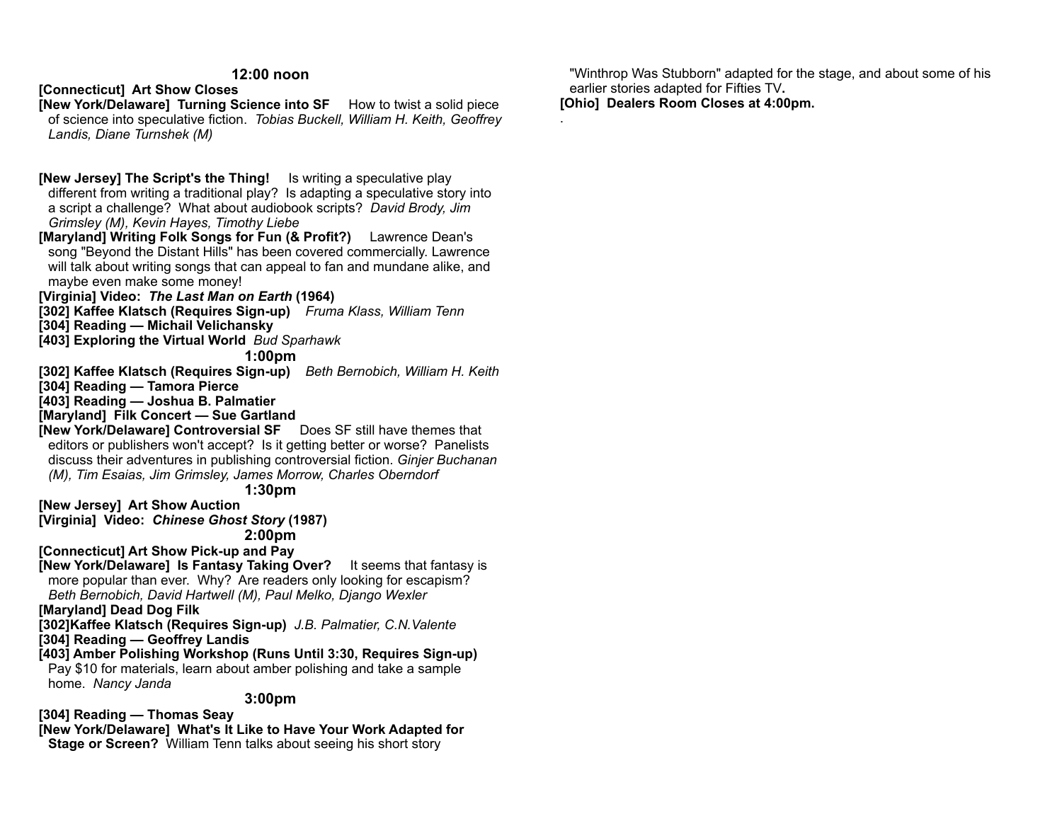## 12:00 noon

**[Connecticut] Art Show Closes**

**[New York/Delaware] Turning Science into SF** How to twist a solid piece of science into speculative fiction. *Tobias Buckell, William H. Keith, Geoffrey Landis, Diane Turnshek (M)*

**[New Jersey] The Script's the Thing!** Is writing a speculative play different from writing a traditional play? Is adapting a speculative story into a script a challenge? What about audiobook scripts? *David Brody, Jim Grimsley (M), Kevin Hayes, Timothy Liebe*

**[Maryland] Writing Folk Songs for Fun (& Profit?)** Lawrence Dean's song "Beyond the Distant Hills" has been covered commercially. Lawrence will talk about writing songs that can appeal to fan and mundane alike, and maybe even make some money!

**[Virginia] Video: *The Last Man on Earth* (1964)**

**[302] Kaffee Klatsch (Requires Sign-up)** *Fruma Klass, William Tenn*

**[304] Reading — Michail Velichansky**

**[403] Exploring the Virtual World** *Bud Sparhawk*

## 1:00pm

**[302] Kaffee Klatsch (Requires Sign-up)** *Beth Bernobich, William H. Keith*

**[304] Reading — Tamora Pierce**

**[403] Reading — Joshua B. Palmatier**

**[Maryland] Filk Concert — Sue Gartland**

**[New York/Delaware] Controversial SF** Does SF still have themes that editors or publishers won't accept? Is it getting better or worse? Panelists discuss their adventures in publishing controversial fiction. *Ginjer Buchanan (M), Tim Esaias, Jim Grimsley, James Morrow, Charles Oberndorf*

## 1:30pm

**[New Jersey] Art Show Auction**

**[Virginia] Video: *Chinese Ghost Story* (1987)**

## 2:00pm

**[Connecticut] Art Show Pick-up and Pay**

**[New York/Delaware] Is Fantasy Taking Over?** It seems that fantasy is more popular than ever. Why? Are readers only looking for escapism? *Beth Bernobich, David Hartwell (M), Paul Melko, Django Wexler*

**[Maryland] Dead Dog Filk**

**[302]Kaffee Klatsch (Requires Sign-up)** *J.B. Palmatier, C.N.Valente*

**[304] Reading — Geoffrey Landis**

**[403] Amber Polishing Workshop (Runs Until 3:30, Requires Sign-up)** Pay $10 for materials, learn about amber polishing and take a sample home. *Nancy Janda*

## 3:00pm

**[304] Reading — Thomas Seay**

**[New York/Delaware] What's It Like to Have Your Work Adapted for Stage or Screen?** William Tenn talks about seeing his short story "Winthrop Was Stubborn" adapted for the stage, and about some of his earlier stories adapted for Fifties TV**.**

**[Ohio] Dealers Room Closes at 4:00pm.**

.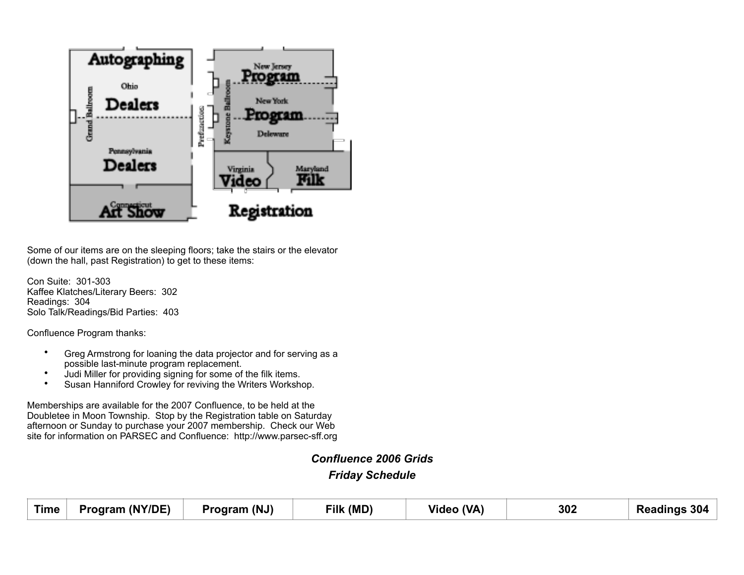Some of our items are on the sleeping floors; take the stairs or the elevator (down the hall, past Registration) to get to these items:

Con Suite: 301-303
Kaffee Klatches/Literary Beers: 302
Readings: 304
Solo Talk/Readings/Bid Parties: 403

Confluence Program thanks:

- Greg Armstrong for loaning the data projector and for serving as a possible last-minute program replacement.
- Judi Miller for providing signing for some of the filk items.
- Susan Hanniford Crowley for reviving the Writers Workshop.

Memberships are available for the 2007 Confluence, to be held at the Doubletee in Moon Township. Stop by the Registration table on Saturday afternoon or Sunday to purchase your 2007 membership. Check our Web site for information on PARSEC and Confluence: http://www.parsec-sff.org

## *Confluence 2006 Grids*

### *Friday Schedule*

| Time | Program (NY/DE) | Program (NJ) | Filk (MD) | Video (VA) | 302 | Readings 304 |
|---|---|---|---|---|---|---|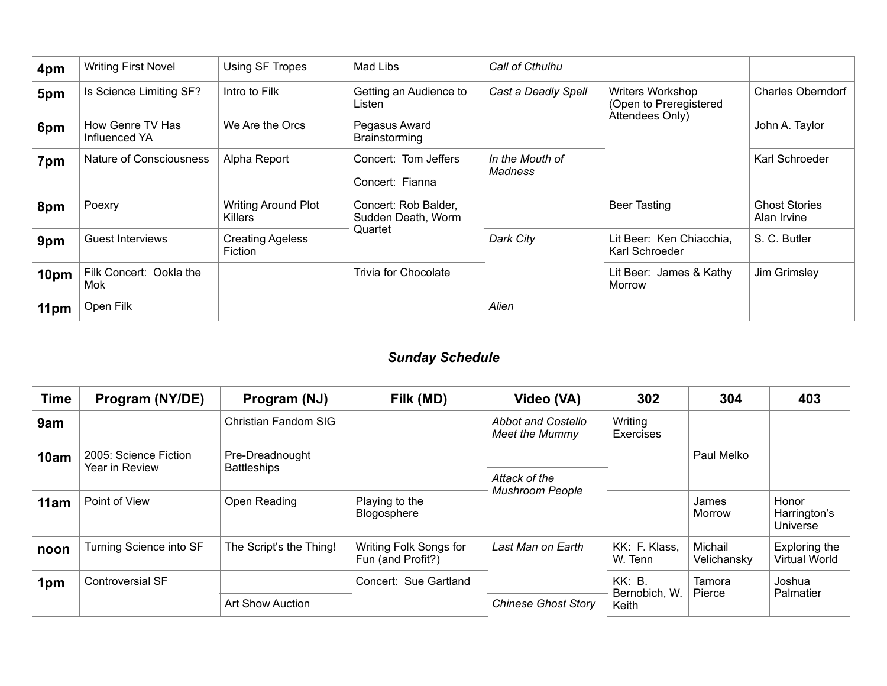| | | | | | | |
|---|---|---|---|---|---|---|
| **4pm** | Writing First Novel | Using SF Tropes | Mad Libs | *Call of Cthulhu* | | |
| **5pm** | Is Science Limiting SF? | Intro to Filk | Getting an Audience to Listen | *Cast a Deadly Spell* | Writers Workshop (Open to Preregistered Attendees Only) | Charles Oberndorf |
| **6pm** | How Genre TV Has Influenced YA | We Are the Orcs | Pegasus Award Brainstorming | | | John A. Taylor |
| **7pm** | Nature of Consciousness | Alpha Report | Concert: Tom Jeffers | *In the Mouth of Madness* | | Karl Schroeder |
| | | | Concert: Fianna | | | |
| **8pm** | Poexry | Writing Around Plot Killers | Concert: Rob Balder, Sudden Death, Worm Quartet | | Beer Tasting | Ghost Stories Alan Irvine |
| **9pm** | Guest Interviews | Creating Ageless Fiction | | *Dark City* | Lit Beer: Ken Chiacchia, Karl Schroeder | S. C. Butler |
| **10pm** | Filk Concert: Ookla the Mok | | Trivia for Chocolate | | Lit Beer: James & Kathy Morrow | Jim Grimsley |
| **11pm** | Open Filk | | | *Alien* | | |

## *Sunday Schedule*

| Time | Program (NY/DE) | Program (NJ) | Filk (MD) | Video (VA) | 302 | 304 | 403 |
|---|---|---|---|---|---|---|---|
| **9am** | | Christian Fandom SIG | | *Abbot and Costello Meet the Mummy* | Writing Exercises | | |
| **10am** | 2005: Science Fiction Year in Review | Pre-Dreadnought Battleships | | | | Paul Melko | |
| | | | | *Attack of the Mushroom People* | | | |
| **11am** | Point of View | Open Reading | Playing to the Blogosphere | | | James Morrow | Honor Harrington's Universe |
| **noon** | Turning Science into SF | The Script's the Thing! | Writing Folk Songs for Fun (and Profit?) | *Last Man on Earth* | KK: F. Klass, W. Tenn | Michail Velichansky | Exploring the Virtual World |
| **1pm** | Controversial SF | | Concert: Sue Gartland | | KK: B. Bernobich, W. Keith | Tamora Pierce | Joshua Palmatier |
| | | Art Show Auction | | *Chinese Ghost Story* | | | |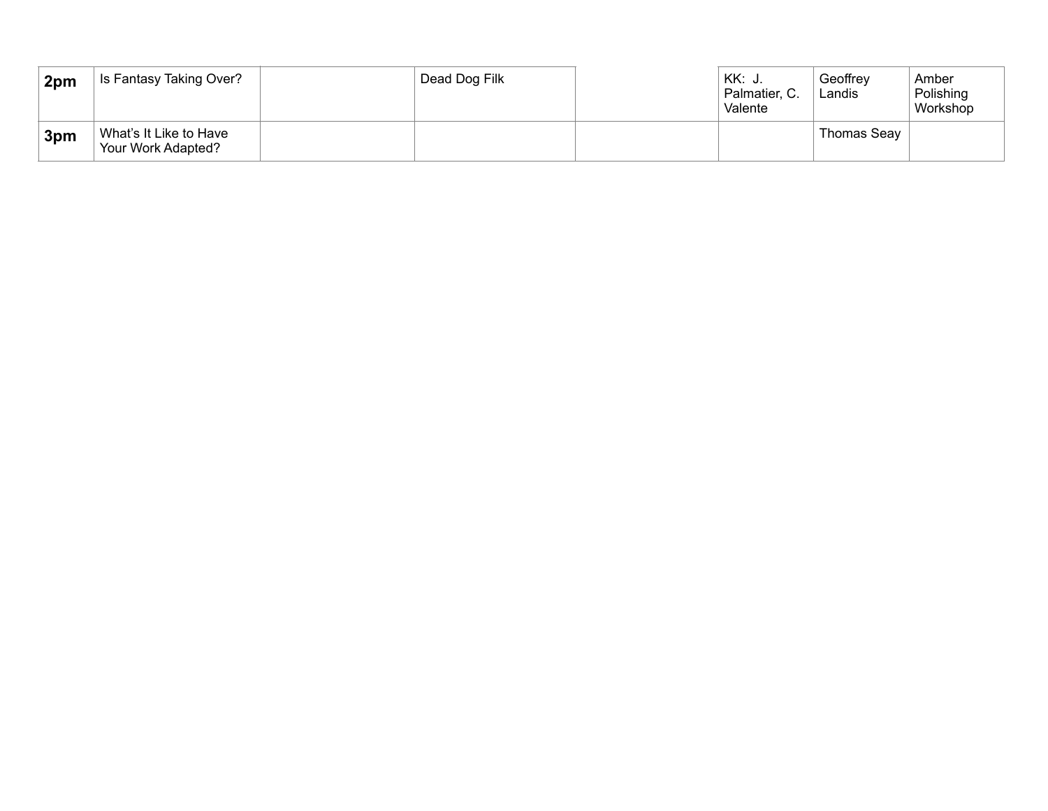| | | | | | | | |
|---|---|---|---|---|---|---|---|
| **2pm** | Is Fantasy Taking Over? | | Dead Dog Filk | | KK: J. Palmatier, C. Valente | Geoffrey Landis | Amber Polishing Workshop |
| **3pm** | What's It Like to Have Your Work Adapted? | | | | | Thomas Seay | |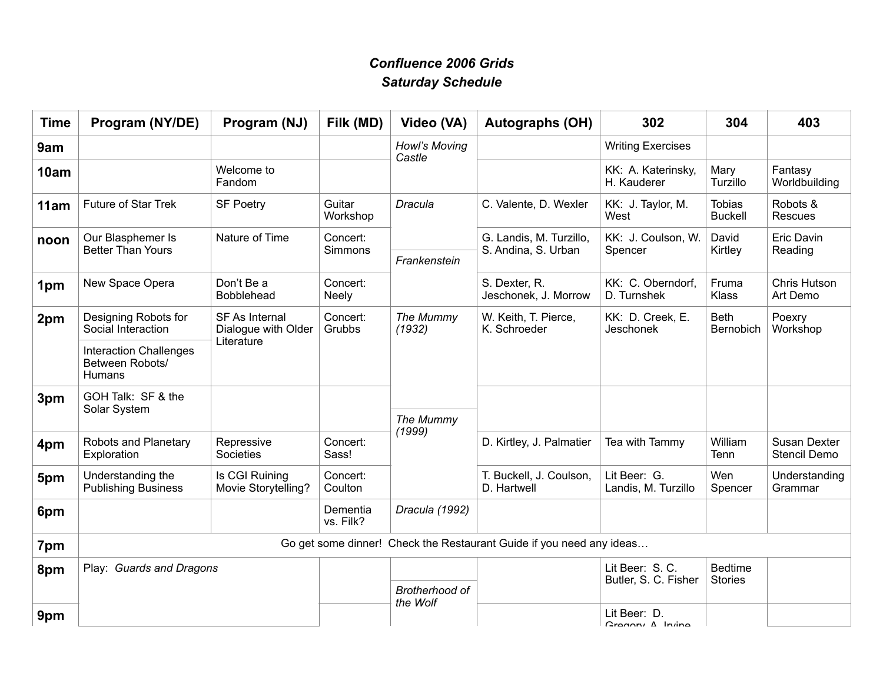# *Confluence 2006 Grids*
## *Saturday Schedule*

| Time | Program (NY/DE) | Program (NJ) | Filk (MD) | Video (VA) | Autographs (OH) | 302 | 304 | 403 |
|---|---|---|---|---|---|---|---|---|
| **9am** | | | | *Howl's Moving Castle* | | Writing Exercises | | |
| **10am** | | Welcome to Fandom | | | | KK: A. Katerinsky, H. Kauderer | Mary Turzillo | Fantasy Worldbuilding |
| **11am** | Future of Star Trek | SF Poetry | Guitar Workshop | *Dracula* | C. Valente, D. Wexler | KK: J. Taylor, M. West | Tobias Buckell | Robots & Rescues |
| **noon** | Our Blasphemer Is Better Than Yours | Nature of Time | Concert: Simmons | *Frankenstein* | G. Landis, M. Turzillo, S. Andina, S. Urban | KK: J. Coulson, W. Spencer | David Kirtley | Eric Davin Reading |
| **1pm** | New Space Opera | Don't Be a Bobblehead | Concert: Neely | | S. Dexter, R. Jeschonek, J. Morrow | KK: C. Oberndorf, D. Turnshek | Fruma Klass | Chris Hutson Art Demo |
| **2pm** | Designing Robots for Social Interaction<br>Interaction Challenges Between Robots/ Humans | SF As Internal Dialogue with Older Literature | Concert: Grubbs | *The Mummy (1932)* | W. Keith, T. Pierce, K. Schroeder | KK: D. Creek, E. Jeschonek | Beth Bernobich | Poexry Workshop |
| **3pm** | GOH Talk: SF & the Solar System | | | *The Mummy (1999)* | | | | |
| **4pm** | Robots and Planetary Exploration | Repressive Societies | Concert: Sass! | | D. Kirtley, J. Palmatier | Tea with Tammy | William Tenn | Susan Dexter Stencil Demo |
| **5pm** | Understanding the Publishing Business | Is CGI Ruining Movie Storytelling? | Concert: Coulton | | T. Buckell, J. Coulson, D. Hartwell | Lit Beer: G. Landis, M. Turzillo | Wen Spencer | Understanding Grammar |
| **6pm** | | | Dementia vs. Filk? | *Dracula (1992)* | | | | |
| **7pm** | Go get some dinner! Check the Restaurant Guide if you need any ideas… | | | | | | | |
| **8pm** | Play: *Guards and Dragons* | | | *Brotherhood of the Wolf* | | Lit Beer: S. C. Butler, S. C. Fisher | Bedtime Stories | |
| **9pm** | | | | | | Lit Beer: D. Gregory, A. Irvine | | |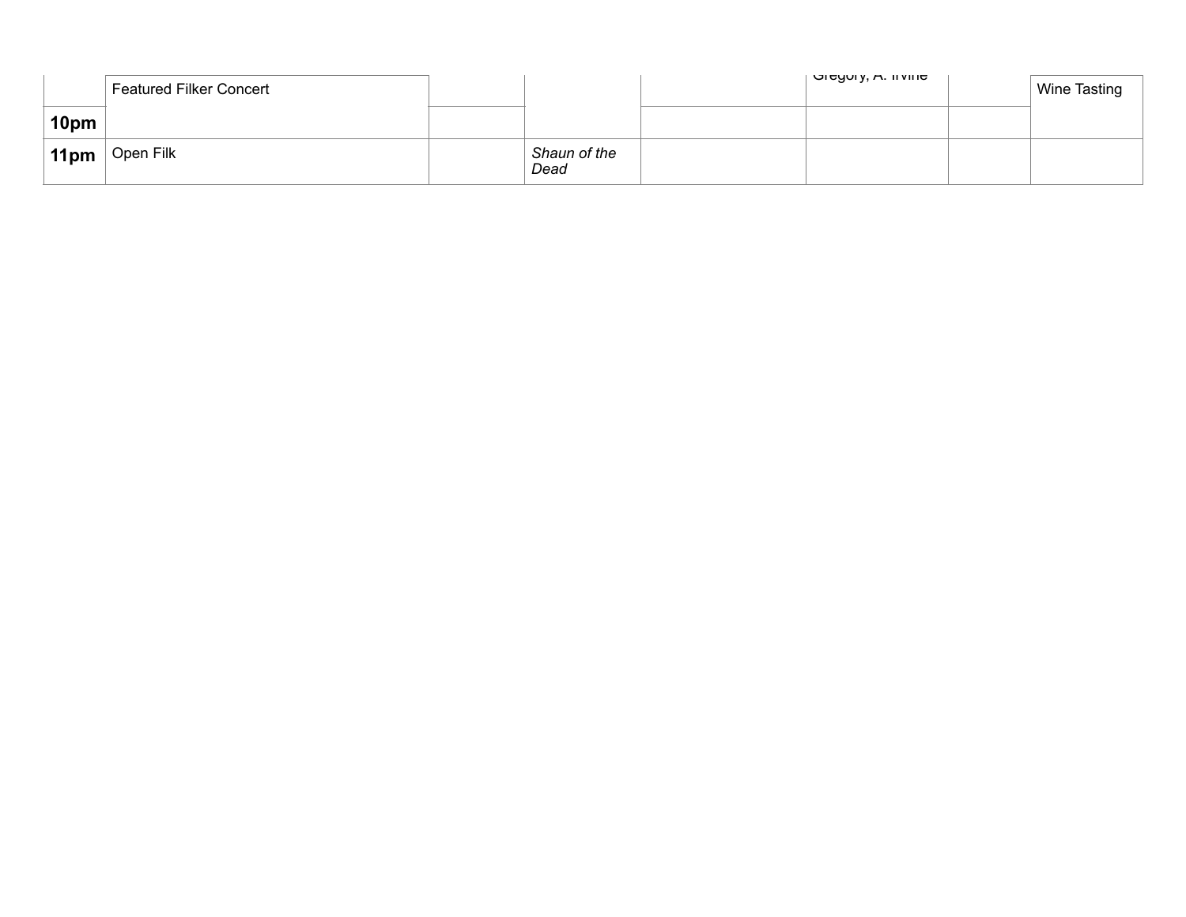| | | | | | | | |
|---|---|---|---|---|---|---|---|
| | Featured Filker Concert | | | | Gregory, A. Irvine | | Wine Tasting |
| **10pm** | | | | | | | |
| **11pm** | Open Filk | | *Shaun of the Dead* | | | | |